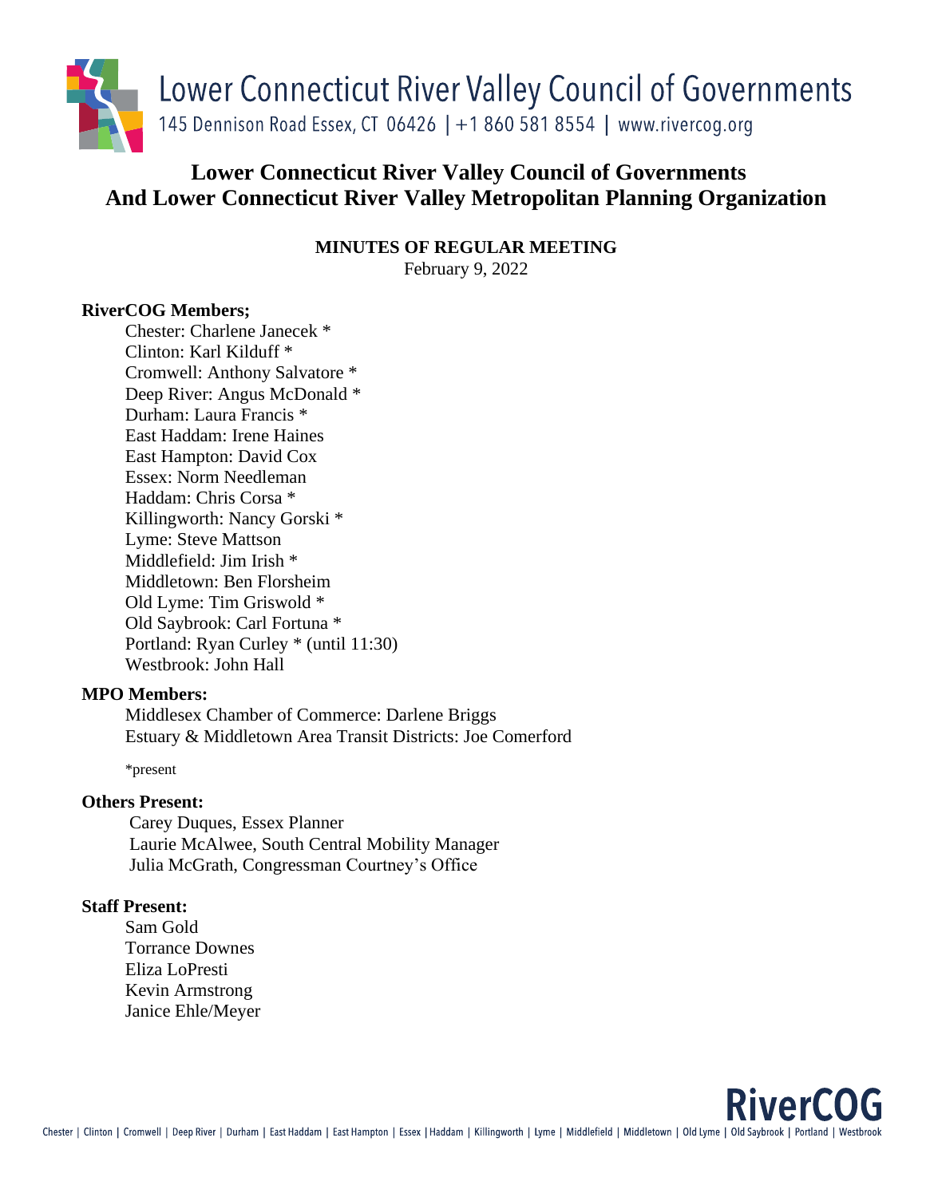Lower Connecticut River Valley Council of Governments

145 Dennison Road Essex, CT 06426 | +1 860 581 8554 | www.rivercog.org

# Lower Connecticut River Valley Council of Governments And Lower Connecticut River Valley Metropolitan Planning Organization

**MINUTES OF REGULAR MEETING**

February 9, 2022

**RiverCOG Members;**

Chester: Charlene Janecek *
Clinton: Karl Kilduff *
Cromwell: Anthony Salvatore *
Deep River: Angus McDonald *
Durham: Laura Francis *
East Haddam: Irene Haines
East Hampton: David Cox
Essex: Norm Needleman
Haddam: Chris Corsa *
Killingworth: Nancy Gorski *
Lyme: Steve Mattson
Middlefield: Jim Irish *
Middletown: Ben Florsheim
Old Lyme: Tim Griswold *
Old Saybrook: Carl Fortuna *
Portland: Ryan Curley * (until 11:30)
Westbrook: John Hall

**MPO Members:**

Middlesex Chamber of Commerce: Darlene Briggs
Estuary & Middletown Area Transit Districts: Joe Comerford

*present

**Others Present:**

Carey Duques, Essex Planner
Laurie McAlwee, South Central Mobility Manager
Julia McGrath, Congressman Courtney's Office

**Staff Present:**

Sam Gold
Torrance Downes
Eliza LoPresti
Kevin Armstrong
Janice Ehle/Meyer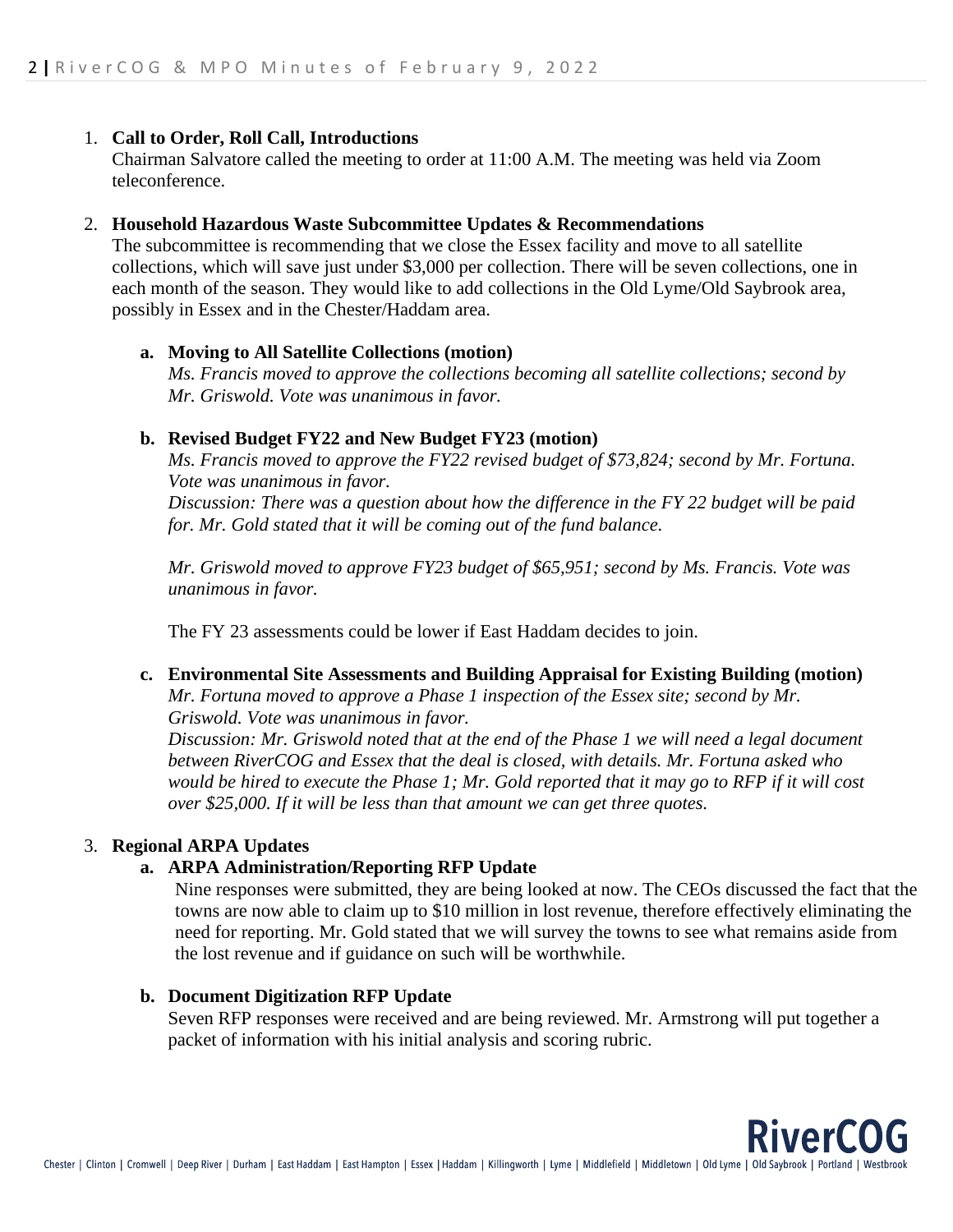1. **Call to Order, Roll Call, Introductions**
   Chairman Salvatore called the meeting to order at 11:00 A.M. The meeting was held via Zoom teleconference.

2. **Household Hazardous Waste Subcommittee Updates & Recommendations**
   The subcommittee is recommending that we close the Essex facility and move to all satellite collections, which will save just under $3,000 per collection. There will be seven collections, one in each month of the season. They would like to add collections in the Old Lyme/Old Saybrook area, possibly in Essex and in the Chester/Haddam area.

   **a. Moving to All Satellite Collections (motion)**
   *Ms. Francis moved to approve the collections becoming all satellite collections; second by Mr. Griswold. Vote was unanimous in favor.*

   **b. Revised Budget FY22 and New Budget FY23 (motion)**
   *Ms. Francis moved to approve the FY22 revised budget of $73,824; second by Mr. Fortuna. Vote was unanimous in favor.*
   *Discussion: There was a question about how the difference in the FY 22 budget will be paid for. Mr. Gold stated that it will be coming out of the fund balance.*

   *Mr. Griswold moved to approve FY23 budget of $65,951; second by Ms. Francis. Vote was unanimous in favor.*

   The FY 23 assessments could be lower if East Haddam decides to join.

   **c. Environmental Site Assessments and Building Appraisal for Existing Building (motion)**
   *Mr. Fortuna moved to approve a Phase 1 inspection of the Essex site; second by Mr. Griswold. Vote was unanimous in favor.*
   *Discussion: Mr. Griswold noted that at the end of the Phase 1 we will need a legal document between RiverCOG and Essex that the deal is closed, with details. Mr. Fortuna asked who would be hired to execute the Phase 1; Mr. Gold reported that it may go to RFP if it will cost over $25,000. If it will be less than that amount we can get three quotes.*

3. **Regional ARPA Updates**

   **a. ARPA Administration/Reporting RFP Update**
   Nine responses were submitted, they are being looked at now. The CEOs discussed the fact that the towns are now able to claim up to $10 million in lost revenue, therefore effectively eliminating the need for reporting. Mr. Gold stated that we will survey the towns to see what remains aside from the lost revenue and if guidance on such will be worthwhile.

   **b. Document Digitization RFP Update**
   Seven RFP responses were received and are being reviewed. Mr. Armstrong will put together a packet of information with his initial analysis and scoring rubric.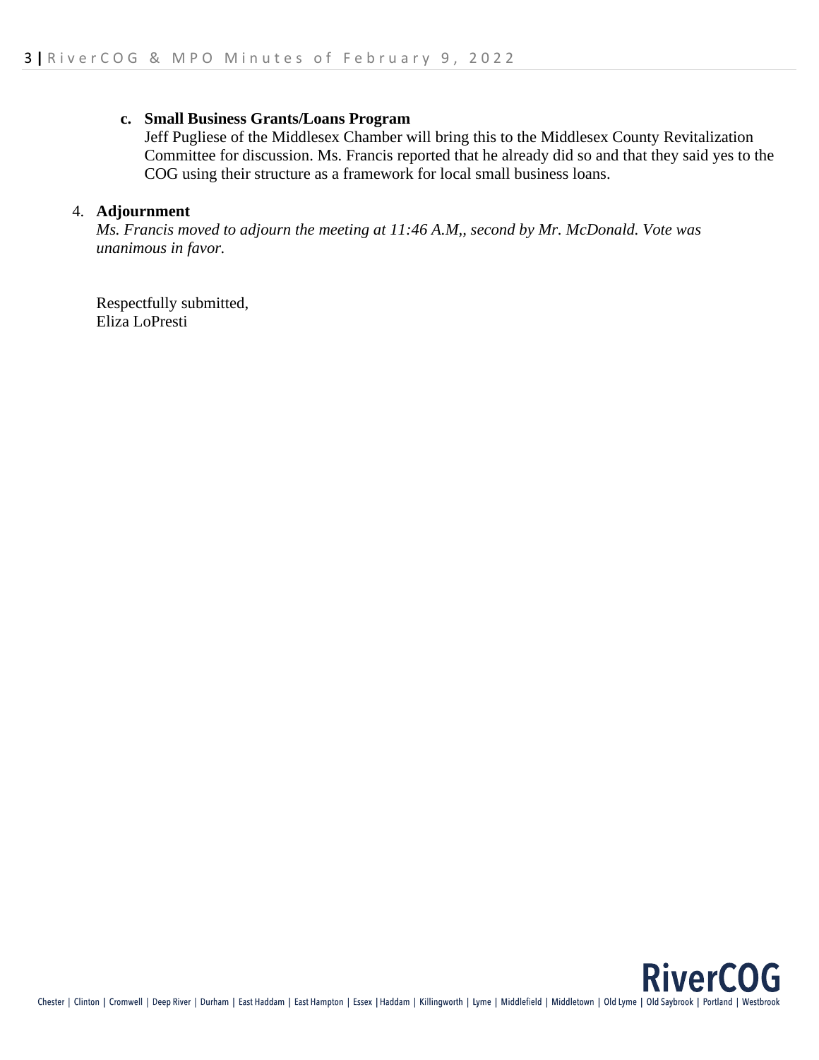**c. Small Business Grants/Loans Program**

Jeff Pugliese of the Middlesex Chamber will bring this to the Middlesex County Revitalization Committee for discussion. Ms. Francis reported that he already did so and that they said yes to the COG using their structure as a framework for local small business loans.

4. **Adjournment**

*Ms. Francis moved to adjourn the meeting at 11:46 A.M,, second by Mr. McDonald. Vote was unanimous in favor.*

Respectfully submitted,
Eliza LoPresti